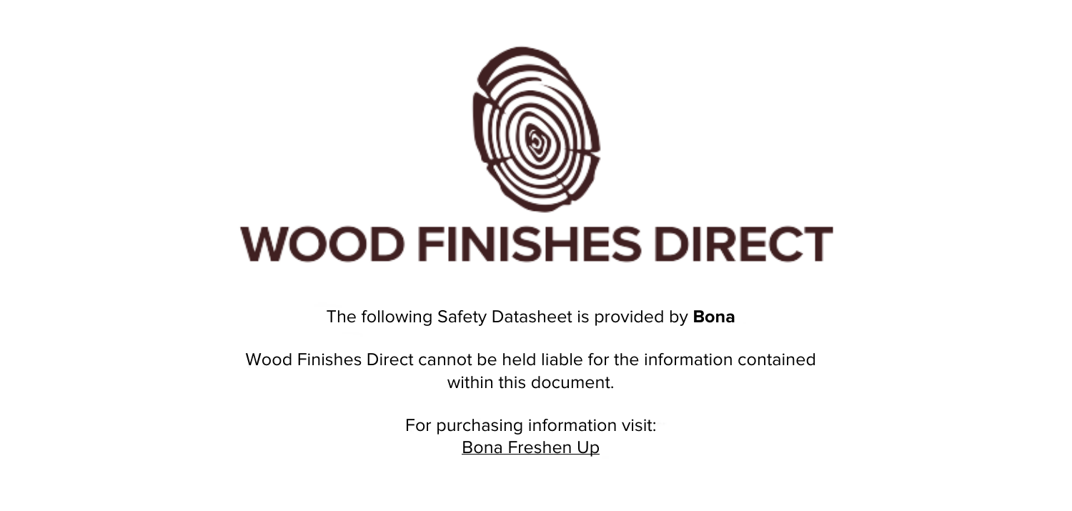# WOOD FINISHES DIRECT

The following Safety Datasheet is provided by **Bona**

Wood Finishes Direct cannot be held liable for the information contained within this document.

For purchasing information visit:
Bona Freshen Up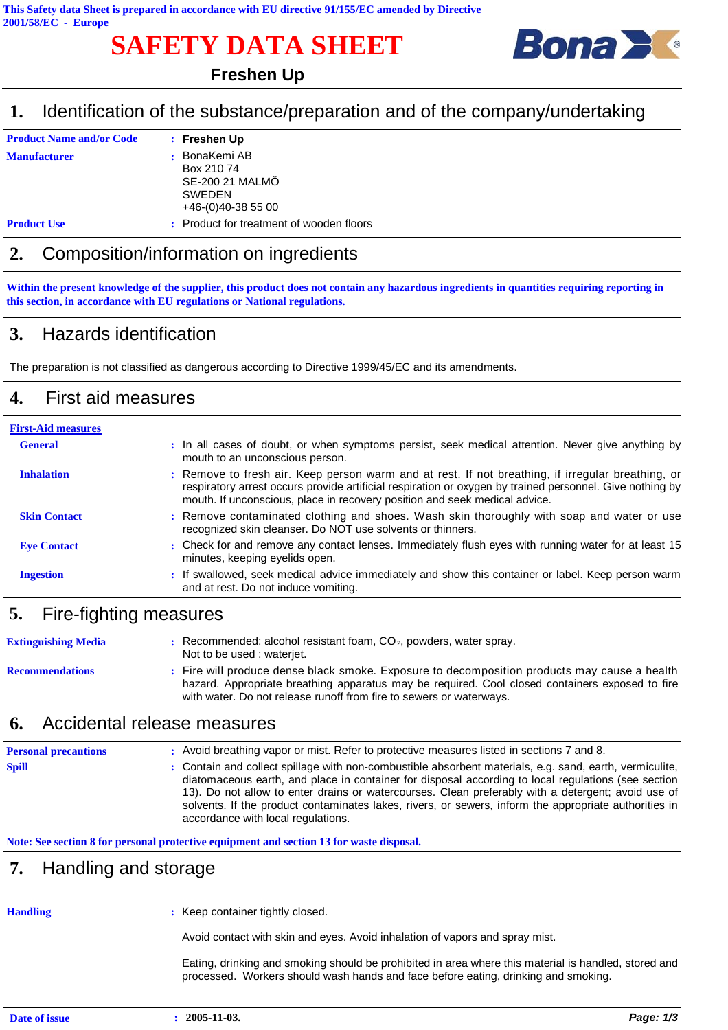This Safety data Sheet is prepared in accordance with EU directive 91/155/EC amended by Directive 2001/58/EC - Europe

# SAFETY DATA SHEET

**Freshen Up**

## 1. Identification of the substance/preparation and of the company/undertaking

**Product Name and/or Code** : **Freshen Up**

**Manufacturer** : BonaKemi AB
Box 210 74
SE-200 21 MALMÖ
SWEDEN
+46-(0)40-38 55 00

**Product Use** : Product for treatment of wooden floors

## 2. Composition/information on ingredients

**Within the present knowledge of the supplier, this product does not contain any hazardous ingredients in quantities requiring reporting in this section, in accordance with EU regulations or National regulations.**

## 3. Hazards identification

The preparation is not classified as dangerous according to Directive 1999/45/EC and its amendments.

## 4. First aid measures

**First-Aid measures**

**General** : In all cases of doubt, or when symptoms persist, seek medical attention. Never give anything by mouth to an unconscious person.

**Inhalation** : Remove to fresh air. Keep person warm and at rest. If not breathing, if irregular breathing, or respiratory arrest occurs provide artificial respiration or oxygen by trained personnel. Give nothing by mouth. If unconscious, place in recovery position and seek medical advice.

**Skin Contact** : Remove contaminated clothing and shoes. Wash skin thoroughly with soap and water or use recognized skin cleanser. Do NOT use solvents or thinners.

**Eye Contact** : Check for and remove any contact lenses. Immediately flush eyes with running water for at least 15 minutes, keeping eyelids open.

**Ingestion** : If swallowed, seek medical advice immediately and show this container or label. Keep person warm and at rest. Do not induce vomiting.

## 5. Fire-fighting measures

**Extinguishing Media** : Recommended: alcohol resistant foam, $CO_2$, powders, water spray.
Not to be used : waterjet.

**Recommendations** : Fire will produce dense black smoke. Exposure to decomposition products may cause a health hazard. Appropriate breathing apparatus may be required. Cool closed containers exposed to fire with water. Do not release runoff from fire to sewers or waterways.

## 6. Accidental release measures

**Personal precautions** : Avoid breathing vapor or mist. Refer to protective measures listed in sections 7 and 8.

**Spill** : Contain and collect spillage with non-combustible absorbent materials, e.g. sand, earth, vermiculite, diatomaceous earth, and place in container for disposal according to local regulations (see section 13). Do not allow to enter drains or watercourses. Clean preferably with a detergent; avoid use of solvents. If the product contaminates lakes, rivers, or sewers, inform the appropriate authorities in accordance with local regulations.

**Note: See section 8 for personal protective equipment and section 13 for waste disposal.**

## 7. Handling and storage

**Handling** : Keep container tightly closed.

Avoid contact with skin and eyes. Avoid inhalation of vapors and spray mist.

Eating, drinking and smoking should be prohibited in area where this material is handled, stored and processed. Workers should wash hands and face before eating, drinking and smoking.

**Date of issue** : **2005-11-03.**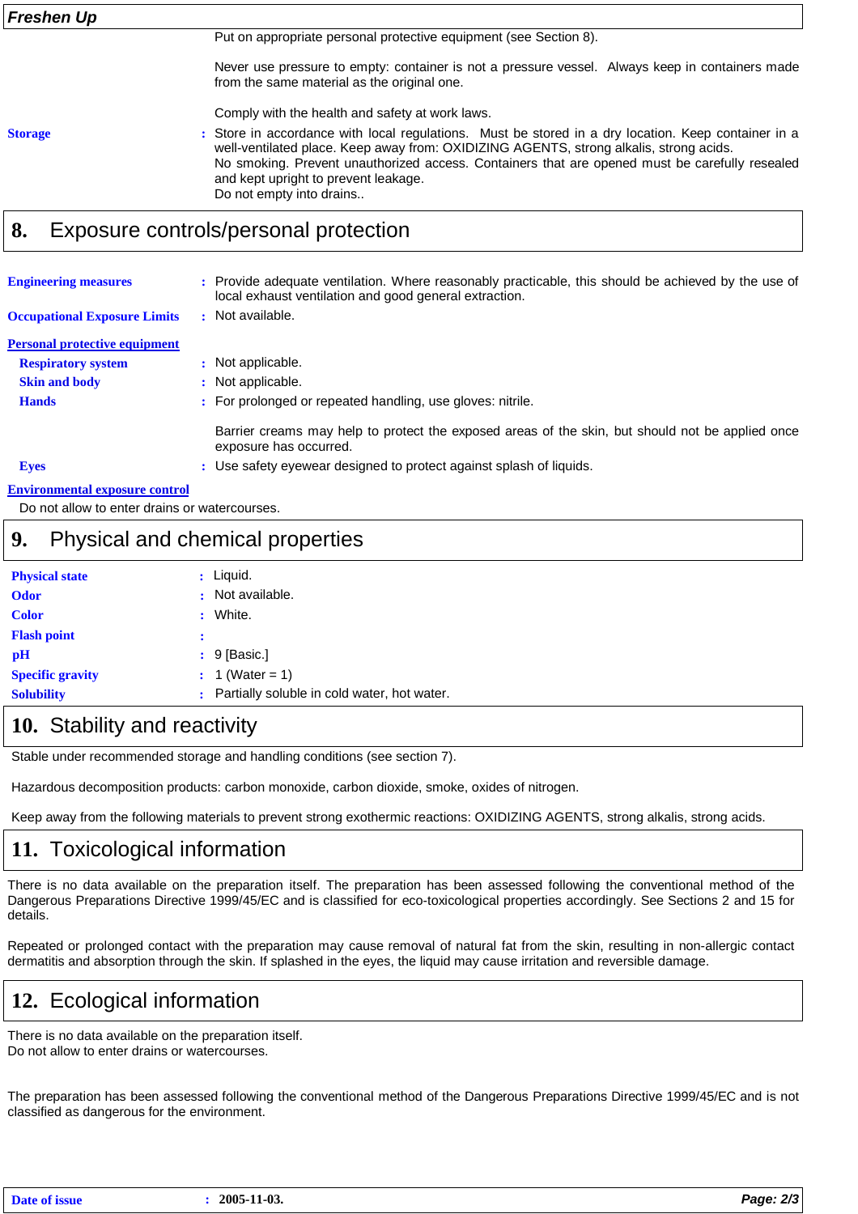Put on appropriate personal protective equipment (see Section 8).

Never use pressure to empty: container is not a pressure vessel. Always keep in containers made from the same material as the original one.

Comply with the health and safety at work laws.

**Storage** : Store in accordance with local regulations. Must be stored in a dry location. Keep container in a well-ventilated place. Keep away from: OXIDIZING AGENTS, strong alkalis, strong acids. No smoking. Prevent unauthorized access. Containers that are opened must be carefully resealed and kept upright to prevent leakage. Do not empty into drains..

## 8. Exposure controls/personal protection

**Engineering measures** : Provide adequate ventilation. Where reasonably practicable, this should be achieved by the use of local exhaust ventilation and good general extraction.

**Occupational Exposure Limits** : Not available.

**Personal protective equipment**

**Respiratory system** : Not applicable.

**Skin and body** : Not applicable.

**Hands** : For prolonged or repeated handling, use gloves: nitrile.

Barrier creams may help to protect the exposed areas of the skin, but should not be applied once exposure has occurred.

**Eyes** : Use safety eyewear designed to protect against splash of liquids.

**Environmental exposure control**

Do not allow to enter drains or watercourses.

## 9. Physical and chemical properties

**Physical state** : Liquid.

**Odor** : Not available.

**Color** : White.

**Flash point** :

**pH** : 9 [Basic.]

**Specific gravity** : 1 (Water = 1)

**Solubility** : Partially soluble in cold water, hot water.

## 10. Stability and reactivity

Stable under recommended storage and handling conditions (see section 7).

Hazardous decomposition products: carbon monoxide, carbon dioxide, smoke, oxides of nitrogen.

Keep away from the following materials to prevent strong exothermic reactions: OXIDIZING AGENTS, strong alkalis, strong acids.

## 11. Toxicological information

There is no data available on the preparation itself. The preparation has been assessed following the conventional method of the Dangerous Preparations Directive 1999/45/EC and is classified for eco-toxicological properties accordingly. See Sections 2 and 15 for details.

Repeated or prolonged contact with the preparation may cause removal of natural fat from the skin, resulting in non-allergic contact dermatitis and absorption through the skin. If splashed in the eyes, the liquid may cause irritation and reversible damage.

## 12. Ecological information

There is no data available on the preparation itself.
Do not allow to enter drains or watercourses.

The preparation has been assessed following the conventional method of the Dangerous Preparations Directive 1999/45/EC and is not classified as dangerous for the environment.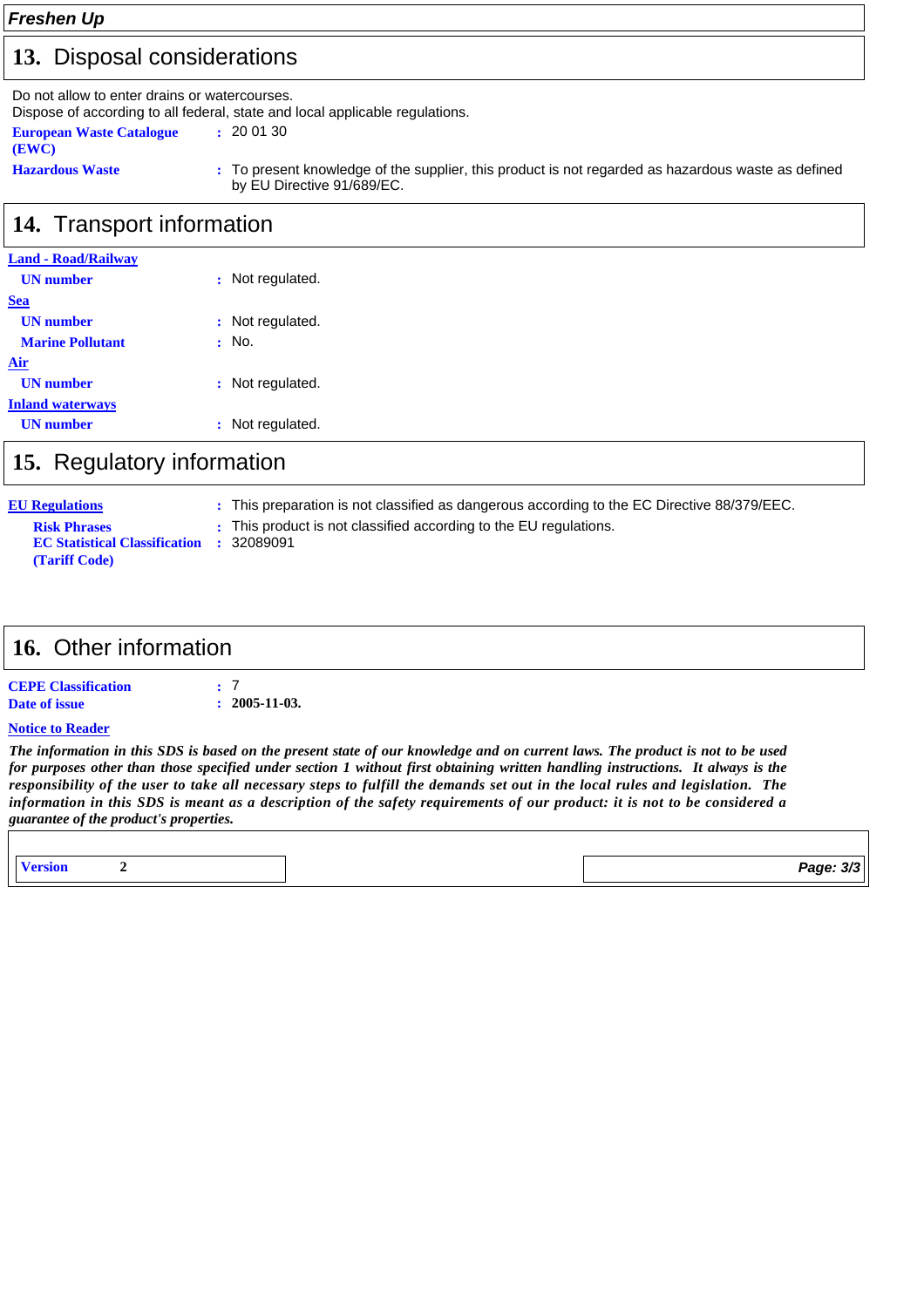## 13. Disposal considerations

Do not allow to enter drains or watercourses.
Dispose of according to all federal, state and local applicable regulations.

**European Waste Catalogue (EWC)** : 20 01 30

**Hazardous Waste** : To present knowledge of the supplier, this product is not regarded as hazardous waste as defined by EU Directive 91/689/EC.

## 14. Transport information

**Land - Road/Railway**

**UN number** : Not regulated.

**Sea**

**UN number** : Not regulated.

**Marine Pollutant** : No.

**Air**

**UN number** : Not regulated.

**Inland waterways**

**UN number** : Not regulated.

## 15. Regulatory information

**EU Regulations** : This preparation is not classified as dangerous according to the EC Directive 88/379/EEC.

**Risk Phrases** : This product is not classified according to the EU regulations.

**EC Statistical Classification (Tariff Code)** : 32089091

## 16. Other information

**CEPE Classification** : 7

**Date of issue** : **2005-11-03.**

**Notice to Reader**

***The information in this SDS is based on the present state of our knowledge and on current laws. The product is not to be used for purposes other than those specified under section 1 without first obtaining written handling instructions. It always is the responsibility of the user to take all necessary steps to fulfill the demands set out in the local rules and legislation. The information in this SDS is meant as a description of the safety requirements of our product: it is not to be considered a guarantee of the product's properties.***

**Version** 2